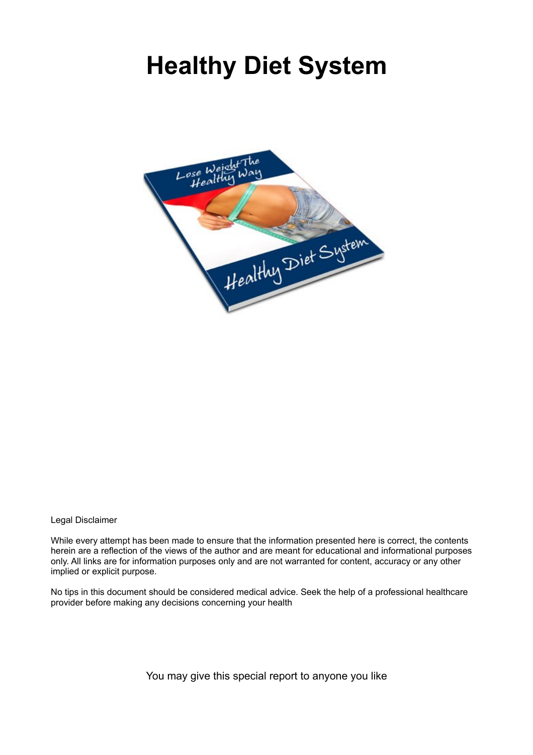# Healthy Diet System

Legal Disclaimer

While every attempt has been made to ensure that the information presented here is correct, the contents herein are a reflection of the views of the author and are meant for educational and informational purposes only. All links are for information purposes only and are not warranted for content, accuracy or any other implied or explicit purpose.

No tips in this document should be considered medical advice. Seek the help of a professional healthcare provider before making any decisions concerning your health

You may give this special report to anyone you like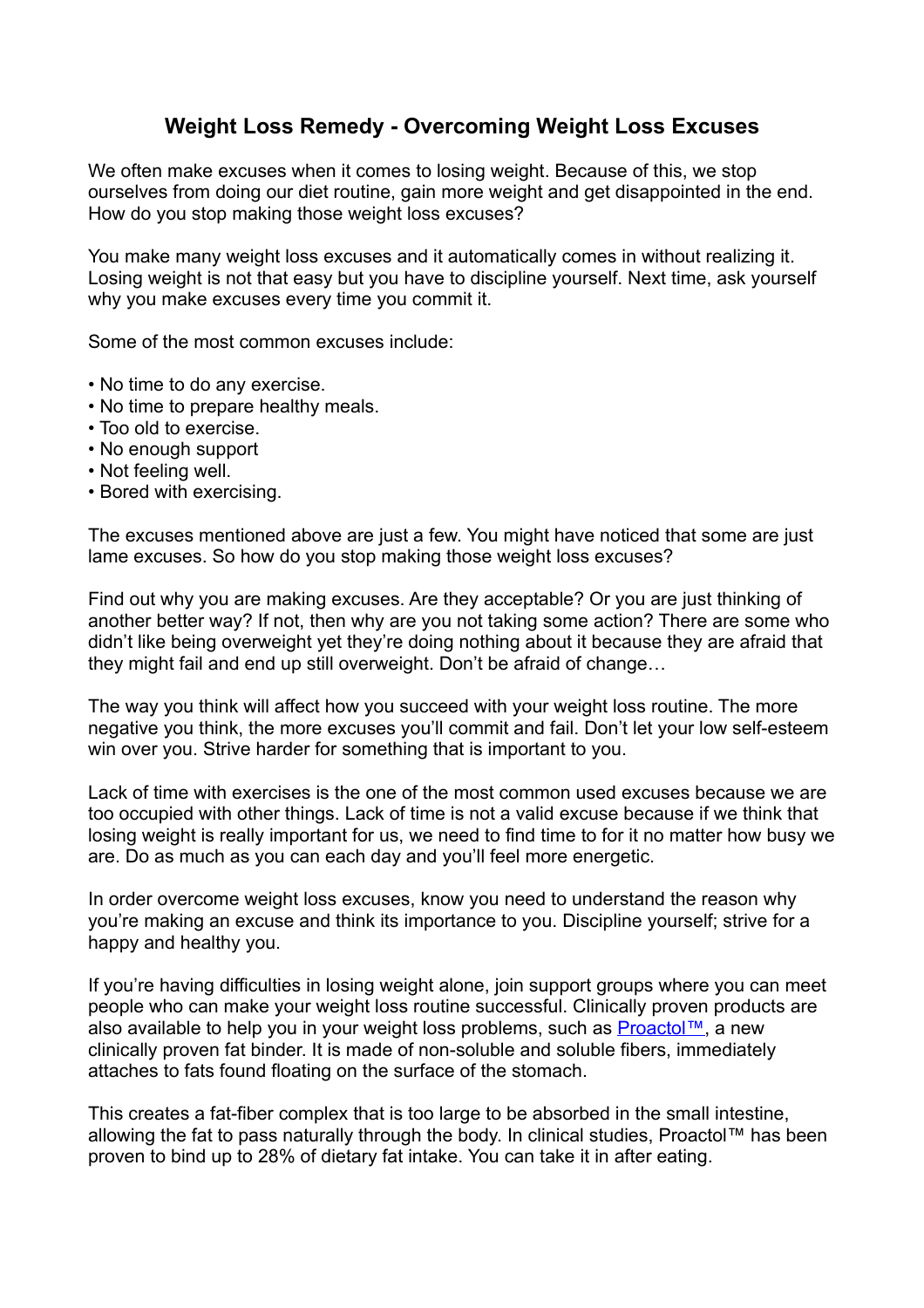# Weight Loss Remedy - Overcoming Weight Loss Excuses

We often make excuses when it comes to losing weight. Because of this, we stop ourselves from doing our diet routine, gain more weight and get disappointed in the end. How do you stop making those weight loss excuses?

You make many weight loss excuses and it automatically comes in without realizing it. Losing weight is not that easy but you have to discipline yourself. Next time, ask yourself why you make excuses every time you commit it.

Some of the most common excuses include:

- No time to do any exercise.
- No time to prepare healthy meals.
- Too old to exercise.
- No enough support
- Not feeling well.
- Bored with exercising.

The excuses mentioned above are just a few. You might have noticed that some are just lame excuses. So how do you stop making those weight loss excuses?

Find out why you are making excuses. Are they acceptable? Or you are just thinking of another better way? If not, then why are you not taking some action? There are some who didn't like being overweight yet they're doing nothing about it because they are afraid that they might fail and end up still overweight. Don't be afraid of change…

The way you think will affect how you succeed with your weight loss routine. The more negative you think, the more excuses you'll commit and fail. Don't let your low self-esteem win over you. Strive harder for something that is important to you.

Lack of time with exercises is the one of the most common used excuses because we are too occupied with other things. Lack of time is not a valid excuse because if we think that losing weight is really important for us, we need to find time to for it no matter how busy we are. Do as much as you can each day and you'll feel more energetic.

In order overcome weight loss excuses, know you need to understand the reason why you're making an excuse and think its importance to you. Discipline yourself; strive for a happy and healthy you.

If you're having difficulties in losing weight alone, join support groups where you can meet people who can make your weight loss routine successful. Clinically proven products are also available to help you in your weight loss problems, such as Proactol™, a new clinically proven fat binder. It is made of non-soluble and soluble fibers, immediately attaches to fats found floating on the surface of the stomach.

This creates a fat-fiber complex that is too large to be absorbed in the small intestine, allowing the fat to pass naturally through the body. In clinical studies, Proactol™ has been proven to bind up to 28% of dietary fat intake. You can take it in after eating.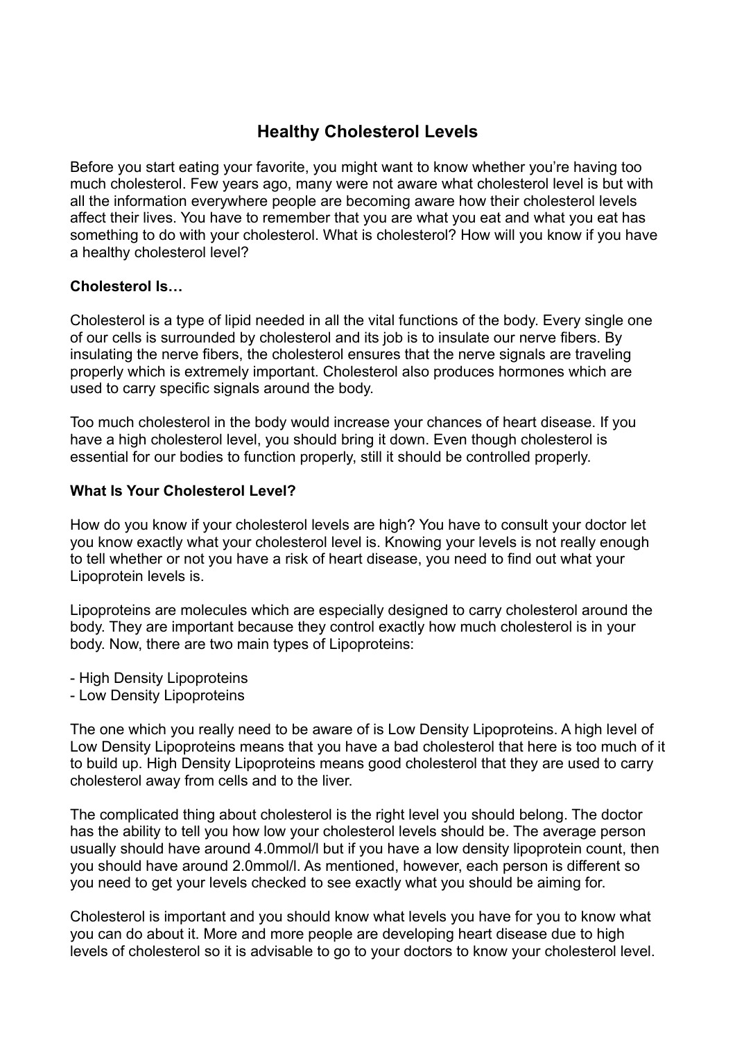# Healthy Cholesterol Levels

Before you start eating your favorite, you might want to know whether you're having too much cholesterol. Few years ago, many were not aware what cholesterol level is but with all the information everywhere people are becoming aware how their cholesterol levels affect their lives. You have to remember that you are what you eat and what you eat has something to do with your cholesterol. What is cholesterol? How will you know if you have a healthy cholesterol level?

**Cholesterol Is…**

Cholesterol is a type of lipid needed in all the vital functions of the body. Every single one of our cells is surrounded by cholesterol and its job is to insulate our nerve fibers. By insulating the nerve fibers, the cholesterol ensures that the nerve signals are traveling properly which is extremely important. Cholesterol also produces hormones which are used to carry specific signals around the body.

Too much cholesterol in the body would increase your chances of heart disease. If you have a high cholesterol level, you should bring it down. Even though cholesterol is essential for our bodies to function properly, still it should be controlled properly.

**What Is Your Cholesterol Level?**

How do you know if your cholesterol levels are high? You have to consult your doctor let you know exactly what your cholesterol level is. Knowing your levels is not really enough to tell whether or not you have a risk of heart disease, you need to find out what your Lipoprotein levels is.

Lipoproteins are molecules which are especially designed to carry cholesterol around the body. They are important because they control exactly how much cholesterol is in your body. Now, there are two main types of Lipoproteins:

- High Density Lipoproteins
- Low Density Lipoproteins

The one which you really need to be aware of is Low Density Lipoproteins. A high level of Low Density Lipoproteins means that you have a bad cholesterol that here is too much of it to build up. High Density Lipoproteins means good cholesterol that they are used to carry cholesterol away from cells and to the liver.

The complicated thing about cholesterol is the right level you should belong. The doctor has the ability to tell you how low your cholesterol levels should be. The average person usually should have around 4.0mmol/l but if you have a low density lipoprotein count, then you should have around 2.0mmol/l. As mentioned, however, each person is different so you need to get your levels checked to see exactly what you should be aiming for.

Cholesterol is important and you should know what levels you have for you to know what you can do about it. More and more people are developing heart disease due to high levels of cholesterol so it is advisable to go to your doctors to know your cholesterol level.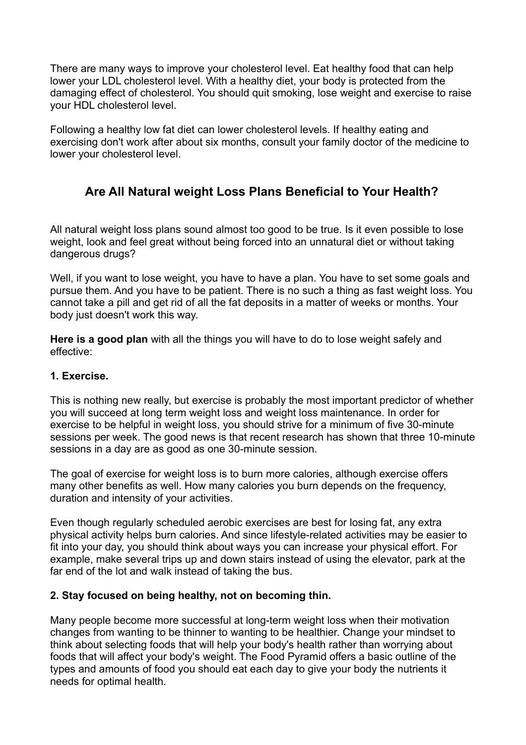There are many ways to improve your cholesterol level. Eat healthy food that can help lower your LDL cholesterol level. With a healthy diet, your body is protected from the damaging effect of cholesterol. You should quit smoking, lose weight and exercise to raise your HDL cholesterol level.

Following a healthy low fat diet can lower cholesterol levels. If healthy eating and exercising don't work after about six months, consult your family doctor of the medicine to lower your cholesterol level.

## Are All Natural weight Loss Plans Beneficial to Your Health?

All natural weight loss plans sound almost too good to be true. Is it even possible to lose weight, look and feel great without being forced into an unnatural diet or without taking dangerous drugs?

Well, if you want to lose weight, you have to have a plan. You have to set some goals and pursue them. And you have to be patient. There is no such a thing as fast weight loss. You cannot take a pill and get rid of all the fat deposits in a matter of weeks or months. Your body just doesn't work this way.

**Here is a good plan** with all the things you will have to do to lose weight safely and effective:

**1. Exercise.**

This is nothing new really, but exercise is probably the most important predictor of whether you will succeed at long term weight loss and weight loss maintenance. In order for exercise to be helpful in weight loss, you should strive for a minimum of five 30-minute sessions per week. The good news is that recent research has shown that three 10-minute sessions in a day are as good as one 30-minute session.

The goal of exercise for weight loss is to burn more calories, although exercise offers many other benefits as well. How many calories you burn depends on the frequency, duration and intensity of your activities.

Even though regularly scheduled aerobic exercises are best for losing fat, any extra physical activity helps burn calories. And since lifestyle-related activities may be easier to fit into your day, you should think about ways you can increase your physical effort. For example, make several trips up and down stairs instead of using the elevator, park at the far end of the lot and walk instead of taking the bus.

**2. Stay focused on being healthy, not on becoming thin.**

Many people become more successful at long-term weight loss when their motivation changes from wanting to be thinner to wanting to be healthier. Change your mindset to think about selecting foods that will help your body's health rather than worrying about foods that will affect your body's weight. The Food Pyramid offers a basic outline of the types and amounts of food you should eat each day to give your body the nutrients it needs for optimal health.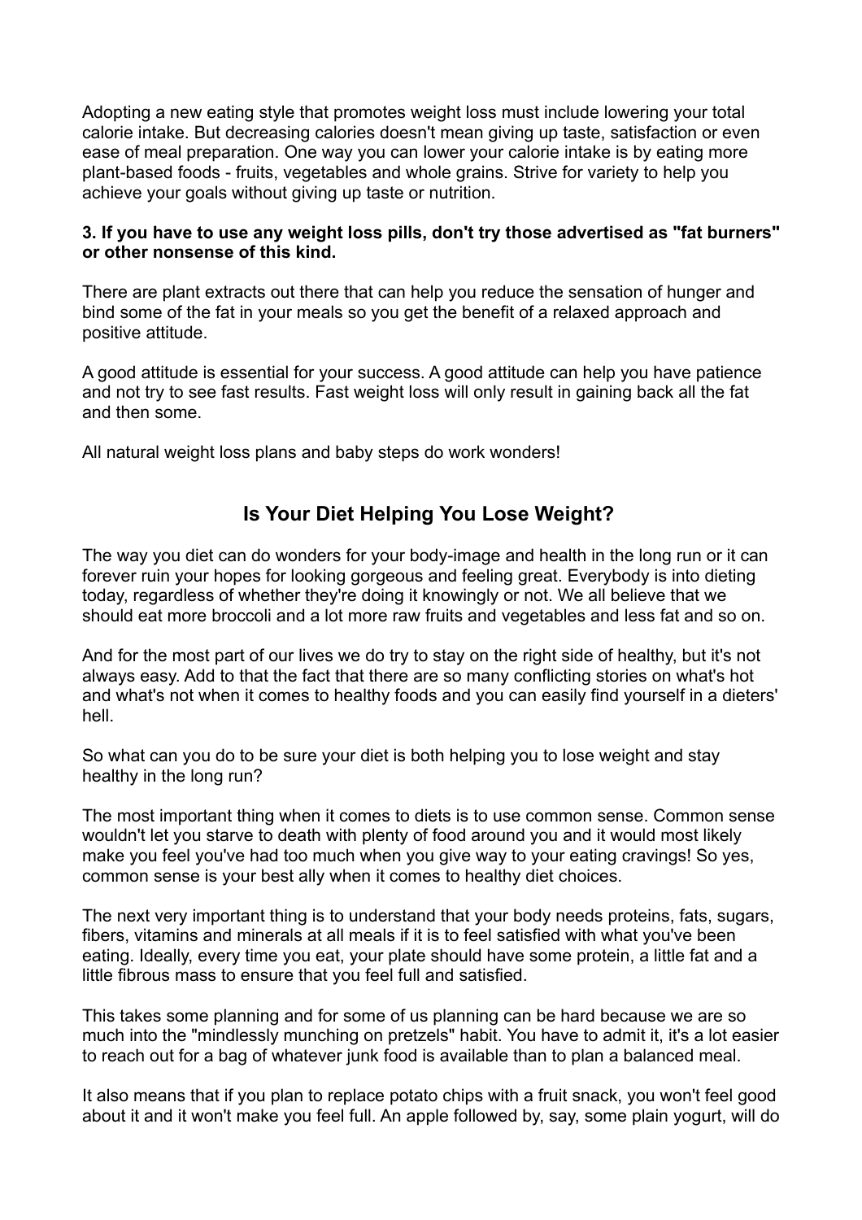Adopting a new eating style that promotes weight loss must include lowering your total calorie intake. But decreasing calories doesn't mean giving up taste, satisfaction or even ease of meal preparation. One way you can lower your calorie intake is by eating more plant-based foods - fruits, vegetables and whole grains. Strive for variety to help you achieve your goals without giving up taste or nutrition.

**3. If you have to use any weight loss pills, don't try those advertised as "fat burners" or other nonsense of this kind.**

There are plant extracts out there that can help you reduce the sensation of hunger and bind some of the fat in your meals so you get the benefit of a relaxed approach and positive attitude.

A good attitude is essential for your success. A good attitude can help you have patience and not try to see fast results. Fast weight loss will only result in gaining back all the fat and then some.

All natural weight loss plans and baby steps do work wonders!

## Is Your Diet Helping You Lose Weight?

The way you diet can do wonders for your body-image and health in the long run or it can forever ruin your hopes for looking gorgeous and feeling great. Everybody is into dieting today, regardless of whether they're doing it knowingly or not. We all believe that we should eat more broccoli and a lot more raw fruits and vegetables and less fat and so on.

And for the most part of our lives we do try to stay on the right side of healthy, but it's not always easy. Add to that the fact that there are so many conflicting stories on what's hot and what's not when it comes to healthy foods and you can easily find yourself in a dieters' hell.

So what can you do to be sure your diet is both helping you to lose weight and stay healthy in the long run?

The most important thing when it comes to diets is to use common sense. Common sense wouldn't let you starve to death with plenty of food around you and it would most likely make you feel you've had too much when you give way to your eating cravings! So yes, common sense is your best ally when it comes to healthy diet choices.

The next very important thing is to understand that your body needs proteins, fats, sugars, fibers, vitamins and minerals at all meals if it is to feel satisfied with what you've been eating. Ideally, every time you eat, your plate should have some protein, a little fat and a little fibrous mass to ensure that you feel full and satisfied.

This takes some planning and for some of us planning can be hard because we are so much into the "mindlessly munching on pretzels" habit. You have to admit it, it's a lot easier to reach out for a bag of whatever junk food is available than to plan a balanced meal.

It also means that if you plan to replace potato chips with a fruit snack, you won't feel good about it and it won't make you feel full. An apple followed by, say, some plain yogurt, will do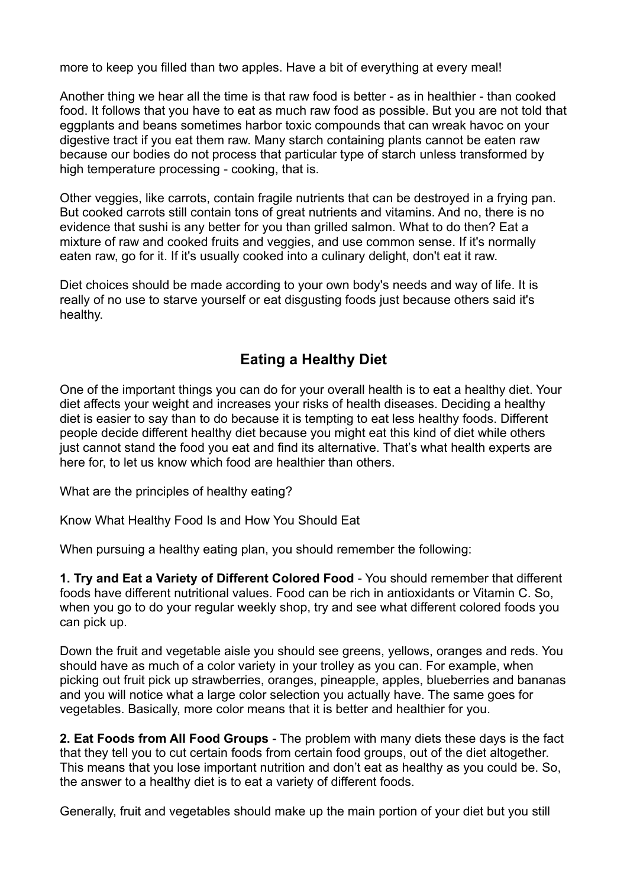more to keep you filled than two apples. Have a bit of everything at every meal!

Another thing we hear all the time is that raw food is better - as in healthier - than cooked food. It follows that you have to eat as much raw food as possible. But you are not told that eggplants and beans sometimes harbor toxic compounds that can wreak havoc on your digestive tract if you eat them raw. Many starch containing plants cannot be eaten raw because our bodies do not process that particular type of starch unless transformed by high temperature processing - cooking, that is.

Other veggies, like carrots, contain fragile nutrients that can be destroyed in a frying pan. But cooked carrots still contain tons of great nutrients and vitamins. And no, there is no evidence that sushi is any better for you than grilled salmon. What to do then? Eat a mixture of raw and cooked fruits and veggies, and use common sense. If it's normally eaten raw, go for it. If it's usually cooked into a culinary delight, don't eat it raw.

Diet choices should be made according to your own body's needs and way of life. It is really of no use to starve yourself or eat disgusting foods just because others said it's healthy.

## Eating a Healthy Diet

One of the important things you can do for your overall health is to eat a healthy diet. Your diet affects your weight and increases your risks of health diseases. Deciding a healthy diet is easier to say than to do because it is tempting to eat less healthy foods. Different people decide different healthy diet because you might eat this kind of diet while others just cannot stand the food you eat and find its alternative. That's what health experts are here for, to let us know which food are healthier than others.

What are the principles of healthy eating?

Know What Healthy Food Is and How You Should Eat

When pursuing a healthy eating plan, you should remember the following:

**1. Try and Eat a Variety of Different Colored Food** - You should remember that different foods have different nutritional values. Food can be rich in antioxidants or Vitamin C. So, when you go to do your regular weekly shop, try and see what different colored foods you can pick up.

Down the fruit and vegetable aisle you should see greens, yellows, oranges and reds. You should have as much of a color variety in your trolley as you can. For example, when picking out fruit pick up strawberries, oranges, pineapple, apples, blueberries and bananas and you will notice what a large color selection you actually have. The same goes for vegetables. Basically, more color means that it is better and healthier for you.

**2. Eat Foods from All Food Groups** - The problem with many diets these days is the fact that they tell you to cut certain foods from certain food groups, out of the diet altogether. This means that you lose important nutrition and don't eat as healthy as you could be. So, the answer to a healthy diet is to eat a variety of different foods.

Generally, fruit and vegetables should make up the main portion of your diet but you still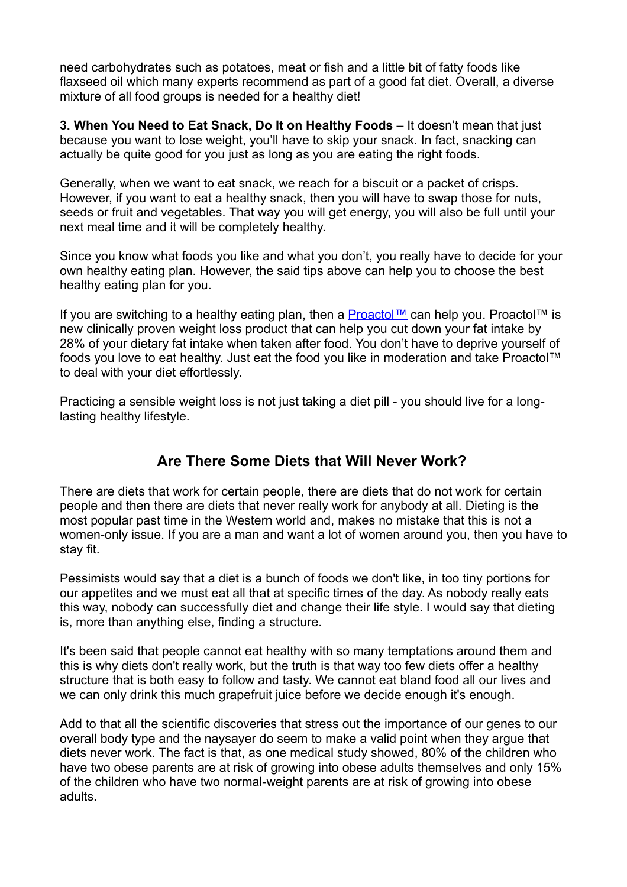need carbohydrates such as potatoes, meat or fish and a little bit of fatty foods like flaxseed oil which many experts recommend as part of a good fat diet. Overall, a diverse mixture of all food groups is needed for a healthy diet!

**3. When You Need to Eat Snack, Do It on Healthy Foods** – It doesn't mean that just because you want to lose weight, you'll have to skip your snack. In fact, snacking can actually be quite good for you just as long as you are eating the right foods.

Generally, when we want to eat snack, we reach for a biscuit or a packet of crisps. However, if you want to eat a healthy snack, then you will have to swap those for nuts, seeds or fruit and vegetables. That way you will get energy, you will also be full until your next meal time and it will be completely healthy.

Since you know what foods you like and what you don't, you really have to decide for your own healthy eating plan. However, the said tips above can help you to choose the best healthy eating plan for you.

If you are switching to a healthy eating plan, then a Proactol™ can help you. Proactol™ is new clinically proven weight loss product that can help you cut down your fat intake by 28% of your dietary fat intake when taken after food. You don't have to deprive yourself of foods you love to eat healthy. Just eat the food you like in moderation and take Proactol™ to deal with your diet effortlessly.

Practicing a sensible weight loss is not just taking a diet pill - you should live for a long-lasting healthy lifestyle.

## Are There Some Diets that Will Never Work?

There are diets that work for certain people, there are diets that do not work for certain people and then there are diets that never really work for anybody at all. Dieting is the most popular past time in the Western world and, makes no mistake that this is not a women-only issue. If you are a man and want a lot of women around you, then you have to stay fit.

Pessimists would say that a diet is a bunch of foods we don't like, in too tiny portions for our appetites and we must eat all that at specific times of the day. As nobody really eats this way, nobody can successfully diet and change their life style. I would say that dieting is, more than anything else, finding a structure.

It's been said that people cannot eat healthy with so many temptations around them and this is why diets don't really work, but the truth is that way too few diets offer a healthy structure that is both easy to follow and tasty. We cannot eat bland food all our lives and we can only drink this much grapefruit juice before we decide enough it's enough.

Add to that all the scientific discoveries that stress out the importance of our genes to our overall body type and the naysayer do seem to make a valid point when they argue that diets never work. The fact is that, as one medical study showed, 80% of the children who have two obese parents are at risk of growing into obese adults themselves and only 15% of the children who have two normal-weight parents are at risk of growing into obese adults.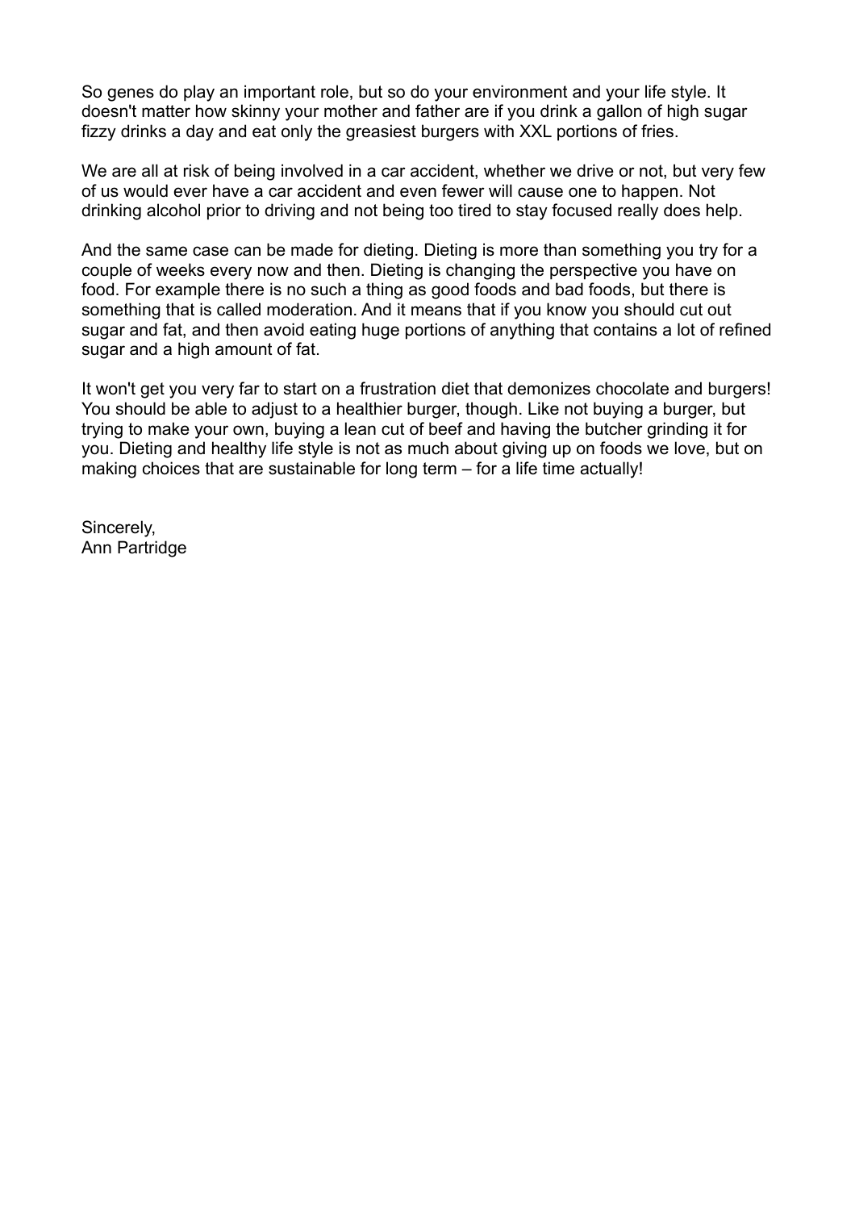So genes do play an important role, but so do your environment and your life style. It doesn't matter how skinny your mother and father are if you drink a gallon of high sugar fizzy drinks a day and eat only the greasiest burgers with XXL portions of fries.

We are all at risk of being involved in a car accident, whether we drive or not, but very few of us would ever have a car accident and even fewer will cause one to happen. Not drinking alcohol prior to driving and not being too tired to stay focused really does help.

And the same case can be made for dieting. Dieting is more than something you try for a couple of weeks every now and then. Dieting is changing the perspective you have on food. For example there is no such a thing as good foods and bad foods, but there is something that is called moderation. And it means that if you know you should cut out sugar and fat, and then avoid eating huge portions of anything that contains a lot of refined sugar and a high amount of fat.

It won't get you very far to start on a frustration diet that demonizes chocolate and burgers! You should be able to adjust to a healthier burger, though. Like not buying a burger, but trying to make your own, buying a lean cut of beef and having the butcher grinding it for you. Dieting and healthy life style is not as much about giving up on foods we love, but on making choices that are sustainable for long term – for a life time actually!

Sincerely,
Ann Partridge